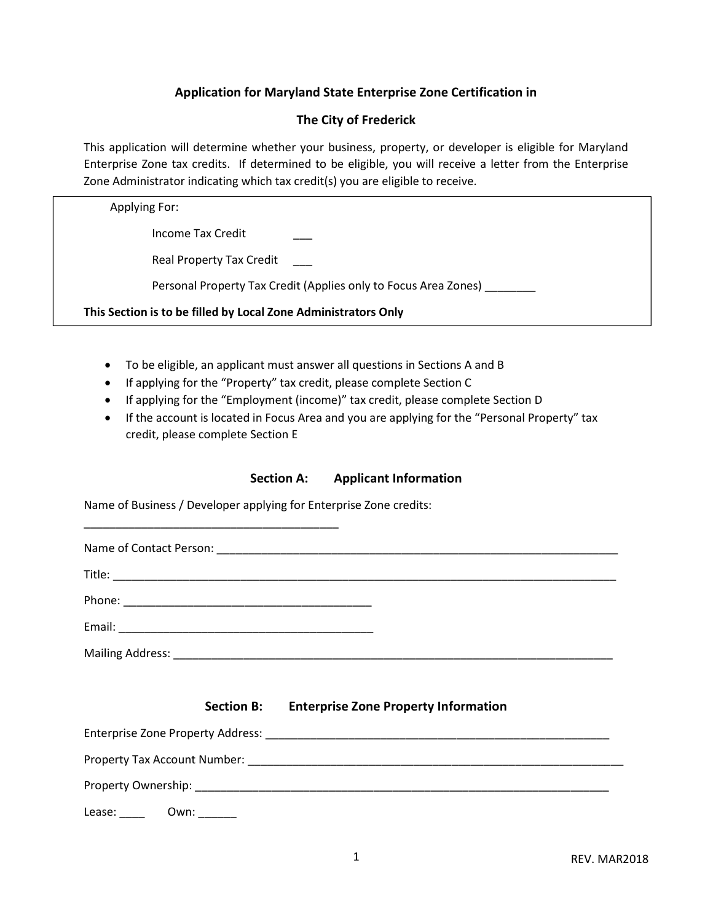## Application for Maryland State Enterprise Zone Certification in

## The City of Frederick

This application will determine whether your business, property, or developer is eligible for Maryland Enterprise Zone tax credits. If determined to be eligible, you will receive a letter from the Enterprise Zone Administrator indicating which tax credit(s) you are eligible to receive.

Applying For:

Income Tax Credit ___

Real Property Tax Credit ___

Personal Property Tax Credit (Applies only to Focus Area Zones) ________

**This Section is to be filled by Local Zone Administrators Only**

- To be eligible, an applicant must answer all questions in Sections A and B
- If applying for the "Property" tax credit, please complete Section C
- If applying for the "Employment (income)" tax credit, please complete Section D
- If the account is located in Focus Area and you are applying for the "Personal Property" tax credit, please complete Section E

### Section A: Applicant Information

Name of Business / Developer applying for Enterprise Zone credits:

________________________________________

Name of Contact Person: ________________________________________________________________

Title: ________________________________________________________________________________

Phone: ________________________________________

Email: ________________________________________

Mailing Address: _______________________________________________________________________

### Section B: Enterprise Zone Property Information

Enterprise Zone Property Address: ______________________________________________________

Property Tax Account Number: __________________________________________________________

Property Ownership: ____________________________________________________________________

Lease: ____ Own: ______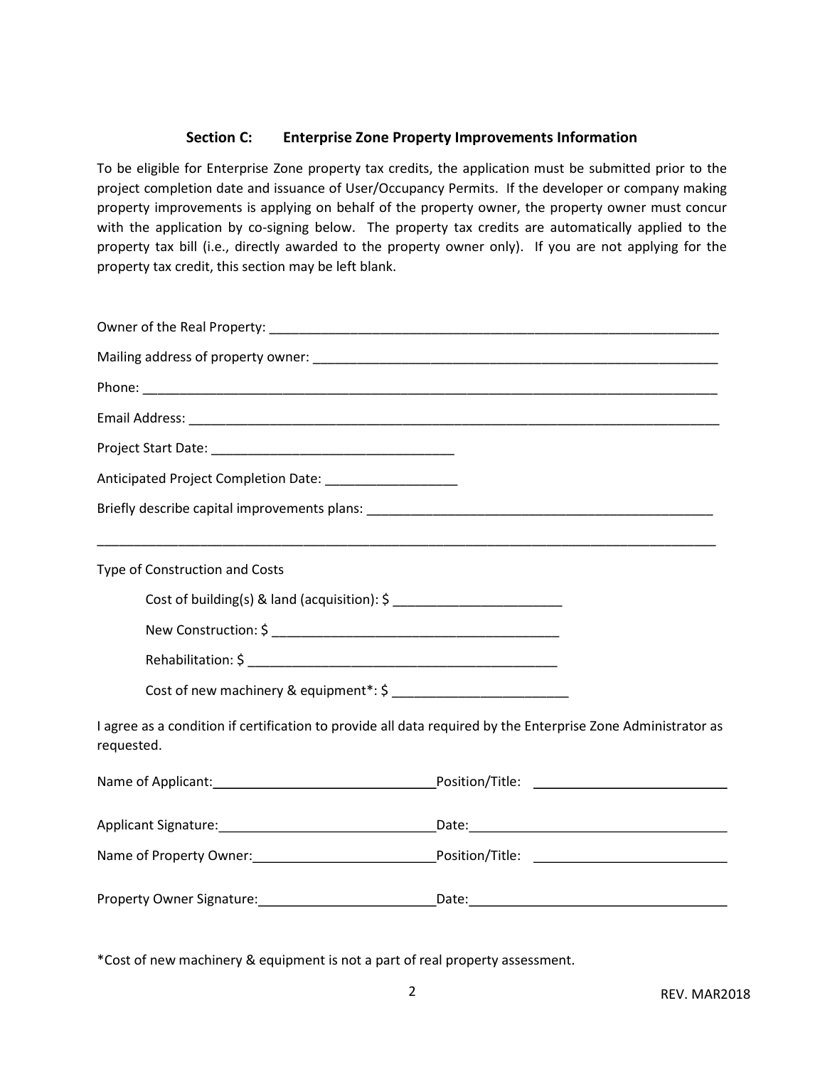### Section C: Enterprise Zone Property Improvements Information

To be eligible for Enterprise Zone property tax credits, the application must be submitted prior to the project completion date and issuance of User/Occupancy Permits. If the developer or company making property improvements is applying on behalf of the property owner, the property owner must concur with the application by co-signing below. The property tax credits are automatically applied to the property tax bill (i.e., directly awarded to the property owner only). If you are not applying for the property tax credit, this section may be left blank.

Owner of the Real Property: ______________________________________________________________

Mailing address of property owner: ________________________________________________________

Phone: ___________________________________________________________________________

Email Address: ______________________________________________________________________

Project Start Date: ________________________________

Anticipated Project Completion Date: __________________

Briefly describe capital improvements plans: _______________________________________________

_______________________________________________________________________________

Type of Construction and Costs

- Cost of building(s) & land (acquisition): $ ______________________
- New Construction: $ _____________________________________
- Rehabilitation: $ ________________________________________
- Cost of new machinery & equipment*: $ _______________________

I agree as a condition if certification to provide all data required by the Enterprise Zone Administrator as requested.

Name of Applicant: ______________________________ Position/Title: __________________________

Applicant Signature: _____________________________ Date: __________________________________

Name of Property Owner: _________________________ Position/Title: __________________________

Property Owner Signature: ________________________ Date: __________________________________

*Cost of new machinery & equipment is not a part of real property assessment.

REV. MAR2018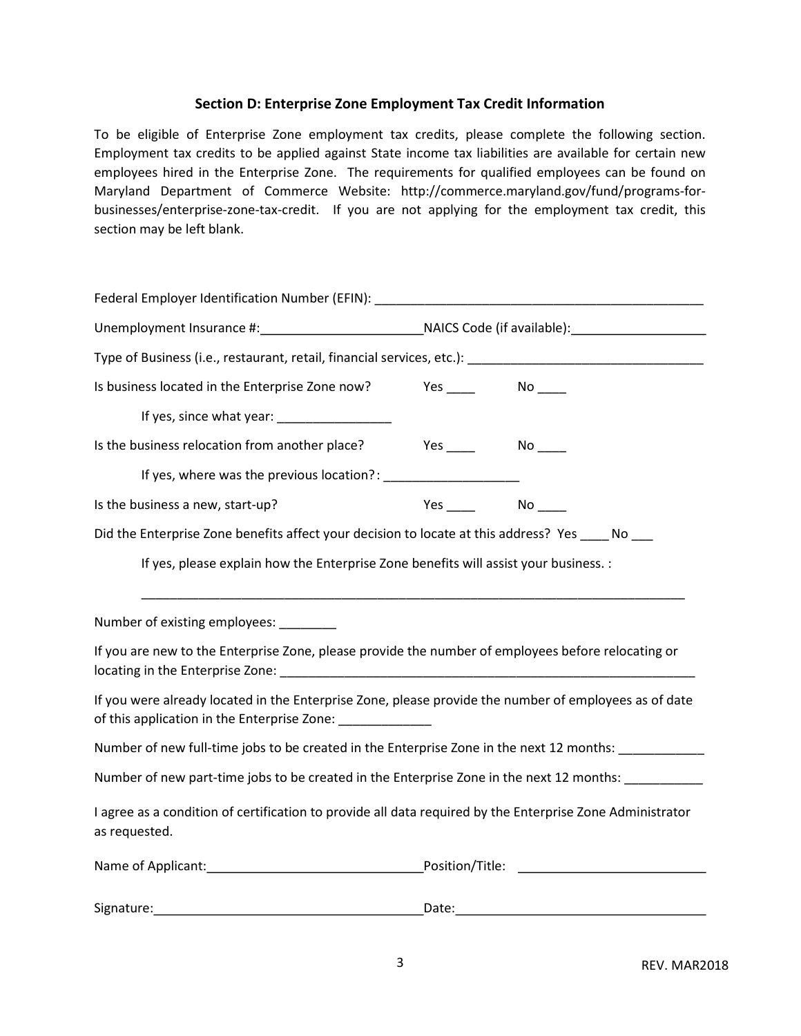### Section D: Enterprise Zone Employment Tax Credit Information

To be eligible of Enterprise Zone employment tax credits, please complete the following section. Employment tax credits to be applied against State income tax liabilities are available for certain new employees hired in the Enterprise Zone. The requirements for qualified employees can be found on Maryland Department of Commerce Website: http://commerce.maryland.gov/fund/programs-for-businesses/enterprise-zone-tax-credit. If you are not applying for the employment tax credit, this section may be left blank.

Federal Employer Identification Number (EFIN): ______________________________________________

Unemployment Insurance #:_______________________NAICS Code (if available):___________________

Type of Business (i.e., restaurant, retail, financial services, etc.): _________________________________

Is business located in the Enterprise Zone now? Yes ____ No ____

If yes, since what year: ________________

Is the business relocation from another place? Yes ____ No ____

If yes, where was the previous location?: ___________________

Is the business a new, start-up? Yes ____ No ____

Did the Enterprise Zone benefits affect your decision to locate at this address? Yes ____ No ___

If yes, please explain how the Enterprise Zone benefits will assist your business. :

_____________________________________________________________________________

Number of existing employees: ________

If you are new to the Enterprise Zone, please provide the number of employees before relocating or locating in the Enterprise Zone: ___________________________________________________________

If you were already located in the Enterprise Zone, please provide the number of employees as of date of this application in the Enterprise Zone: _____________

Number of new full-time jobs to be created in the Enterprise Zone in the next 12 months: ___________

Number of new part-time jobs to be created in the Enterprise Zone in the next 12 months: ___________

I agree as a condition of certification to provide all data required by the Enterprise Zone Administrator as requested.

Name of Applicant:______________________________Position/Title: __________________________

Signature:_____________________________________Date:___________________________________

REV. MAR2018